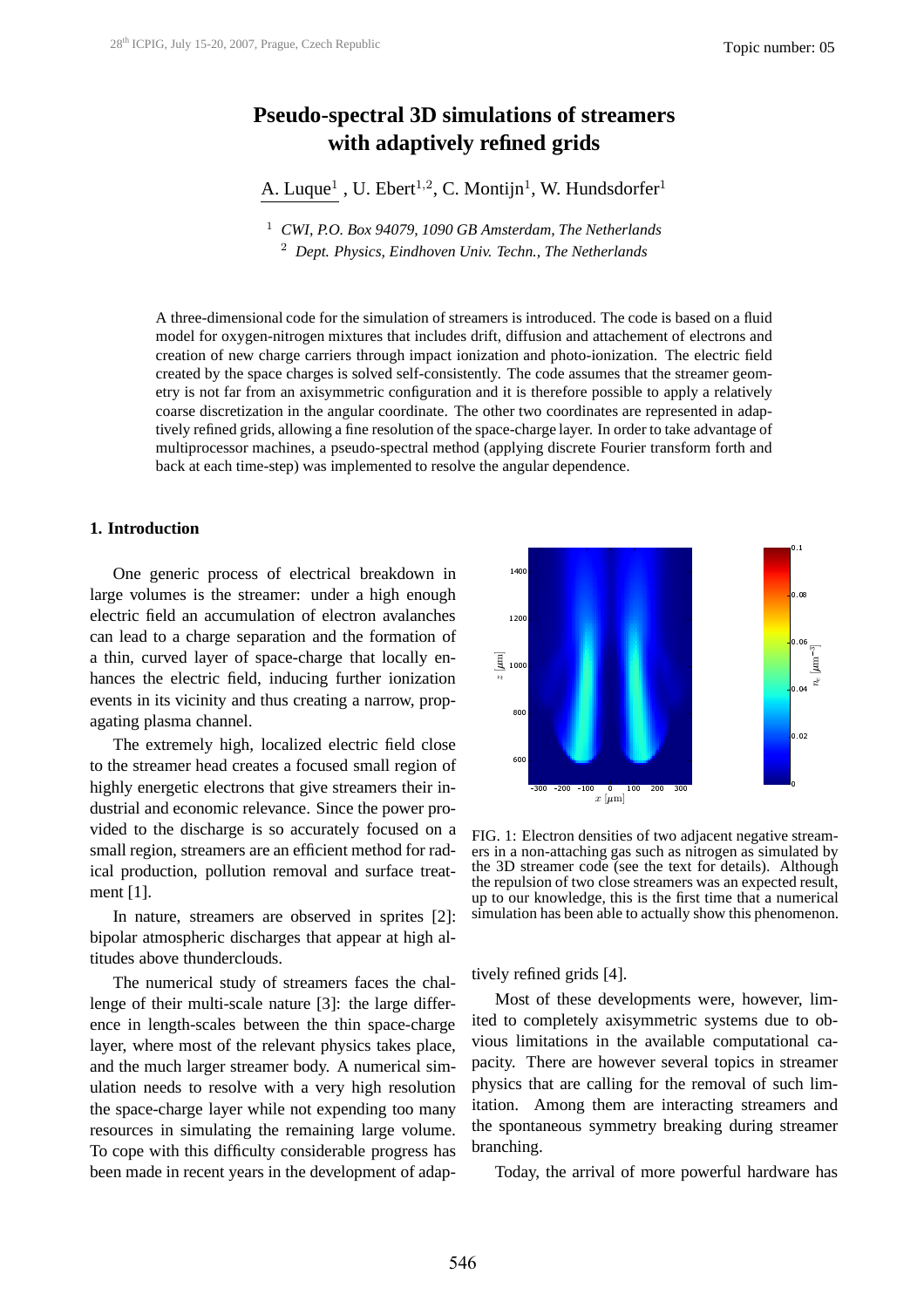# Pseudo-spectral 3D simulations of streamers with adaptively refined grids

A. Luque[1] , U. Ebert[1,2], C. Montijn[1], W. Hundsdorfer[1]

[1] *CWI, P.O. Box 94079, 1090 GB Amsterdam, The Netherlands*

[2] *Dept. Physics, Eindhoven Univ. Techn., The Netherlands*

A three-dimensional code for the simulation of streamers is introduced. The code is based on a fluid model for oxygen-nitrogen mixtures that includes drift, diffusion and attachement of electrons and creation of new charge carriers through impact ionization and photo-ionization. The electric field created by the space charges is solved self-consistently. The code assumes that the streamer geometry is not far from an axisymmetric configuration and it is therefore possible to apply a relatively coarse discretization in the angular coordinate. The other two coordinates are represented in adaptively refined grids, allowing a fine resolution of the space-charge layer. In order to take advantage of multiprocessor machines, a pseudo-spectral method (applying discrete Fourier transform forth and back at each time-step) was implemented to resolve the angular dependence.

## 1. Introduction

One generic process of electrical breakdown in large volumes is the streamer: under a high enough electric field an accumulation of electron avalanches can lead to a charge separation and the formation of a thin, curved layer of space-charge that locally enhances the electric field, inducing further ionization events in its vicinity and thus creating a narrow, propagating plasma channel.

The extremely high, localized electric field close to the streamer head creates a focused small region of highly energetic electrons that give streamers their industrial and economic relevance. Since the power provided to the discharge is so accurately focused on a small region, streamers are an efficient method for radical production, pollution removal and surface treatment [1].

In nature, streamers are observed in sprites [2]: bipolar atmospheric discharges that appear at high altitudes above thunderclouds.

The numerical study of streamers faces the challenge of their multi-scale nature [3]: the large difference in length-scales between the thin space-charge layer, where most of the relevant physics takes place, and the much larger streamer body. A numerical simulation needs to resolve with a very high resolution the space-charge layer while not expending too many resources in simulating the remaining large volume. To cope with this difficulty considerable progress has been made in recent years in the development of adaptively refined grids [4].

FIG. 1: Electron densities of two adjacent negative streamers in a non-attaching gas such as nitrogen as simulated by the 3D streamer code (see the text for details). Although the repulsion of two close streamers was an expected result, up to our knowledge, this is the first time that a numerical simulation has been able to actually show this phenomenon.

Most of these developments were, however, limited to completely axisymmetric systems due to obvious limitations in the available computational capacity. There are however several topics in streamer physics that are calling for the removal of such limitation. Among them are interacting streamers and the spontaneous symmetry breaking during streamer branching.

Today, the arrival of more powerful hardware has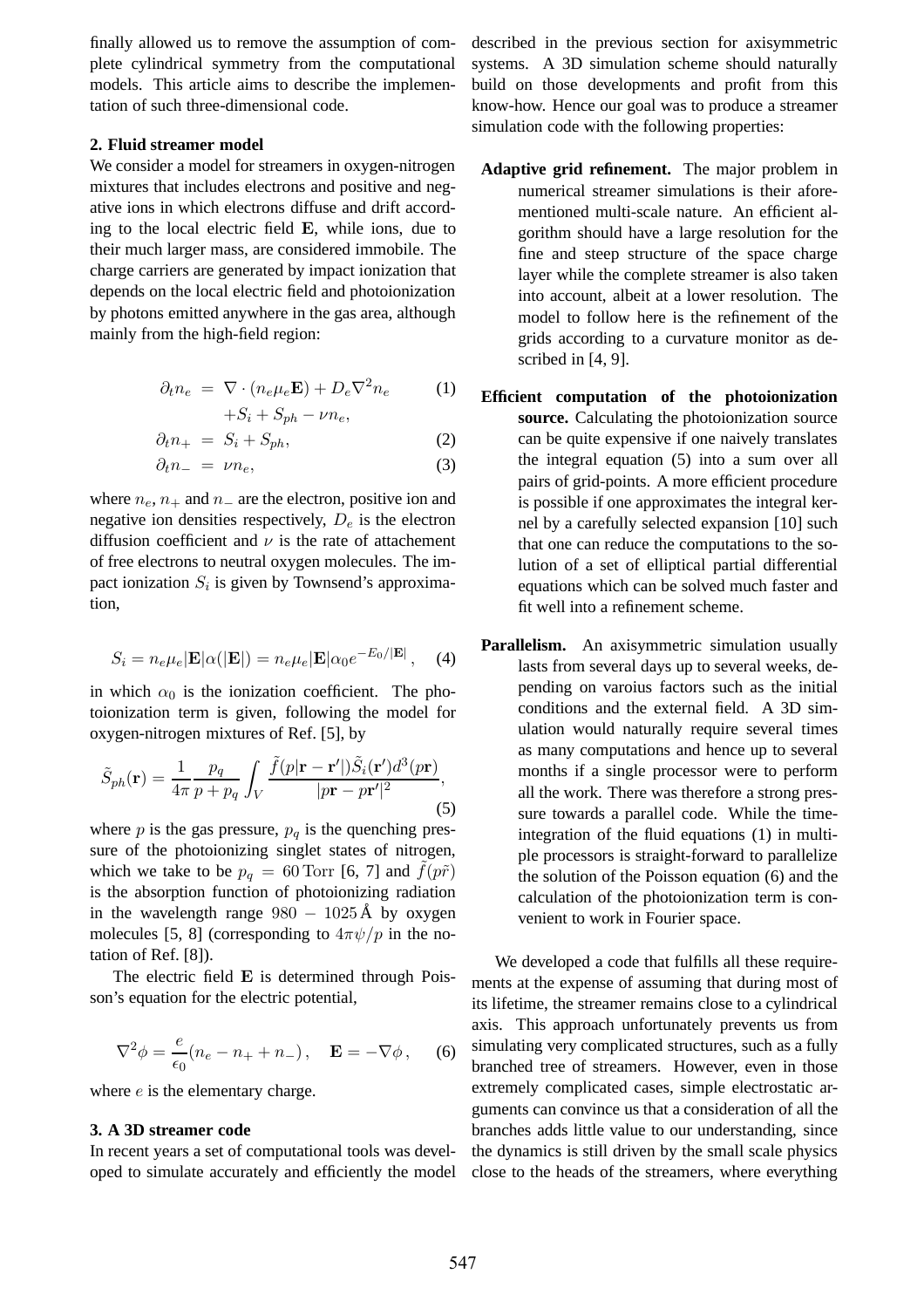finally allowed us to remove the assumption of complete cylindrical symmetry from the computational models. This article aims to describe the implementation of such three-dimensional code.

## 2. Fluid streamer model

We consider a model for streamers in oxygen-nitrogen mixtures that includes electrons and positive and negative ions in which electrons diffuse and drift according to the local electric field $\mathbf{E}$, while ions, due to their much larger mass, are considered immobile. The charge carriers are generated by impact ionization that depends on the local electric field and photoionization by photons emitted anywhere in the gas area, although mainly from the high-field region:

$$
\begin{aligned}
\partial_t n_e &= \nabla \cdot (n_e \mu_e \mathbf{E}) + D_e \nabla^2 n_e \qquad (1)\\
&\quad + S_i + S_{ph} - \nu n_e, \\
\partial_t n_+ &= S_i + S_{ph}, \qquad (2)\\
\partial_t n_- &= \nu n_e, \qquad (3)
\end{aligned}
$$

where $n_e$, $n_+$ and $n_-$ are the electron, positive ion and negative ion densities respectively, $D_e$ is the electron diffusion coefficient and $\nu$ is the rate of attachement of free electrons to neutral oxygen molecules. The impact ionization $S_i$ is given by Townsend's approximation,

$$
S_i = n_e \mu_e |\mathbf{E}| \alpha(|\mathbf{E}|) = n_e \mu_e |\mathbf{E}| \alpha_0 e^{-E_0/|\mathbf{E}|}, \quad (4)
$$

in which $\alpha_0$ is the ionization coefficient. The photoionization term is given, following the model for oxygen-nitrogen mixtures of Ref. [5], by

$$
\tilde{S}_{ph}(\mathbf{r}) = \frac{1}{4\pi} \frac{p_q}{p + p_q} \int_V \frac{\tilde{f}(p|\mathbf{r} - \mathbf{r}'|) \tilde{S}_i(\mathbf{r}') d^3(p\mathbf{r})}{|p\mathbf{r} - p\mathbf{r}'|^2}, \quad (5)
$$

where $p$ is the gas pressure, $p_q$ is the quenching pressure of the photoionizing singlet states of nitrogen, which we take to be $p_q = 60\,\mathrm{Torr}$ [6, 7] and $\tilde{f}(p\tilde{r})$ is the absorption function of photoionizing radiation in the wavelength range $980 - 1025\,\text{Å}$ by oxygen molecules [5, 8] (corresponding to $4\pi\psi/p$ in the notation of Ref. [8]).

The electric field $\mathbf{E}$ is determined through Poisson's equation for the electric potential,

$$
\nabla^2 \phi = \frac{e}{\epsilon_0}(n_e - n_+ + n_-), \quad \mathbf{E} = -\nabla \phi, \quad (6)
$$

where $e$ is the elementary charge.

## 3. A 3D streamer code

In recent years a set of computational tools was developed to simulate accurately and efficiently the model described in the previous section for axisymmetric systems. A 3D simulation scheme should naturally build on those developments and profit from this know-how. Hence our goal was to produce a streamer simulation code with the following properties:

- **Adaptive grid refinement.** The major problem in numerical streamer simulations is their aforementioned multi-scale nature. An efficient algorithm should have a large resolution for the fine and steep structure of the space charge layer while the complete streamer is also taken into account, albeit at a lower resolution. The model to follow here is the refinement of the grids according to a curvature monitor as described in [4, 9].

- **Efficient computation of the photoionization source.** Calculating the photoionization source can be quite expensive if one naively translates the integral equation (5) into a sum over all pairs of grid-points. A more efficient procedure is possible if one approximates the integral kernel by a carefully selected expansion [10] such that one can reduce the computations to the solution of a set of elliptical partial differential equations which can be solved much faster and fit well into a refinement scheme.

- **Parallelism.** An axisymmetric simulation usually lasts from several days up to several weeks, depending on varoius factors such as the initial conditions and the external field. A 3D simulation would naturally require several times as many computations and hence up to several months if a single processor were to perform all the work. There was therefore a strong pressure towards a parallel code. While the time-integration of the fluid equations (1) in multiple processors is straight-forward to parallelize the solution of the Poisson equation (6) and the calculation of the photoionization term is convenient to work in Fourier space.

We developed a code that fulfills all these requirements at the expense of assuming that during most of its lifetime, the streamer remains close to a cylindrical axis. This approach unfortunately prevents us from simulating very complicated structures, such as a fully branched tree of streamers. However, even in those extremely complicated cases, simple electrostatic arguments can convince us that a consideration of all the branches adds little value to our understanding, since the dynamics is still driven by the small scale physics close to the heads of the streamers, where everything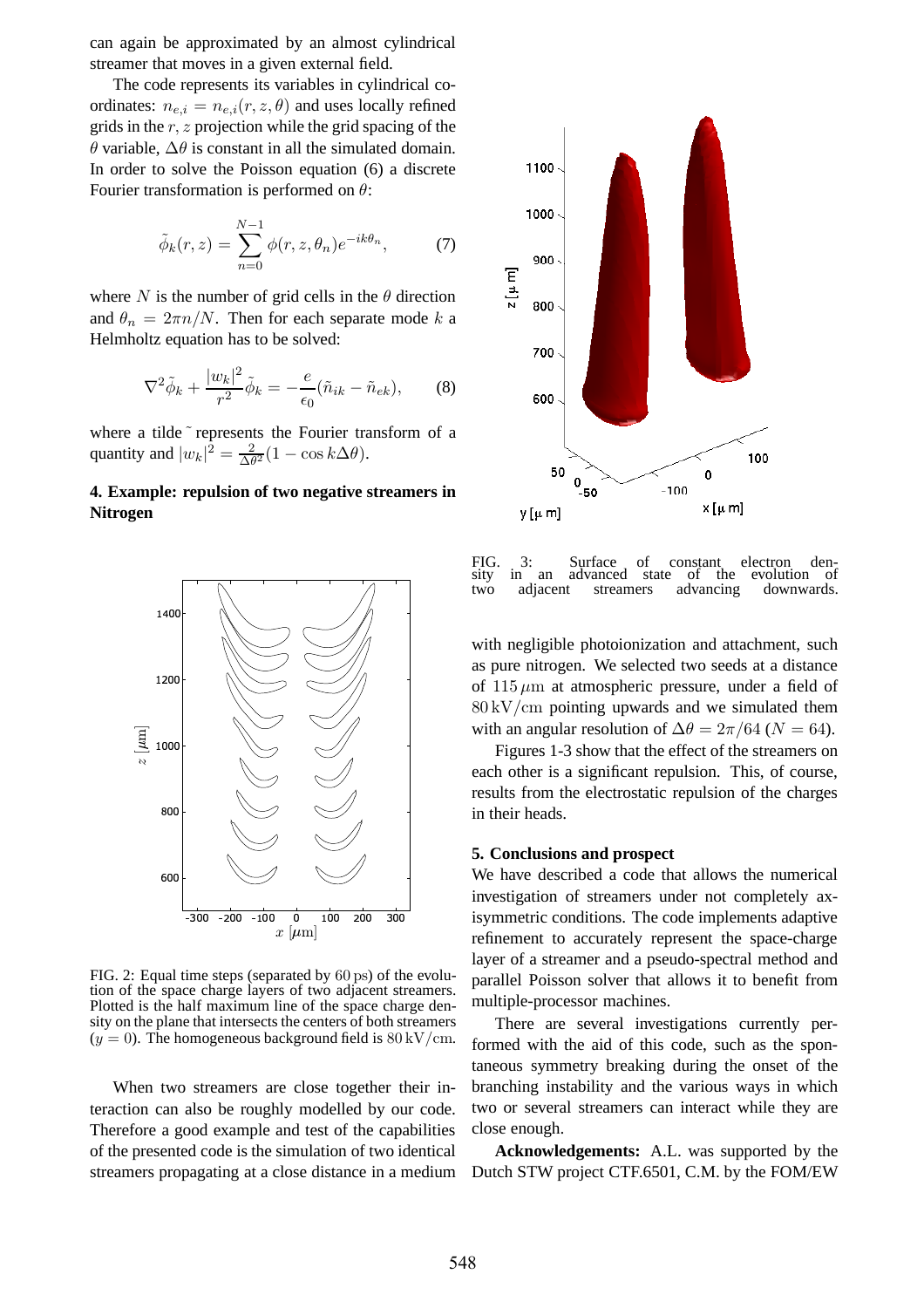can again be approximated by an almost cylindrical streamer that moves in a given external field.

The code represents its variables in cylindrical coordinates: $n_{e,i} = n_{e,i}(r, z, \theta)$ and uses locally refined grids in the $r, z$ projection while the grid spacing of the $\theta$ variable, $\Delta\theta$ is constant in all the simulated domain. In order to solve the Poisson equation (6) a discrete Fourier transformation is performed on $\theta$:

$$\tilde{\phi}_k(r, z) = \sum_{n=0}^{N-1} \phi(r, z, \theta_n) e^{-ik\theta_n}, \qquad (7)$$

where $N$ is the number of grid cells in the $\theta$ direction and $\theta_n = 2\pi n/N$. Then for each separate mode $k$ a Helmholtz equation has to be solved:

$$\nabla^2 \tilde{\phi}_k + \frac{|w_k|^2}{r^2} \tilde{\phi}_k = -\frac{e}{\epsilon_0}(\tilde{n}_{ik} - \tilde{n}_{ek}), \qquad (8)$$

where a tilde $\tilde{}$ represents the Fourier transform of a quantity and $|w_k|^2 = \frac{2}{\Delta\theta^2}(1 - \cos k\Delta\theta)$.

## 4. Example: repulsion of two negative streamers in Nitrogen

FIG. 2: Equal time steps (separated by $60\,\mathrm{ps}$) of the evolution of the space charge layers of two adjacent streamers. Plotted is the half maximum line of the space charge density on the plane that intersects the centers of both streamers ($y = 0$). The homogeneous background field is $80\,\mathrm{kV/cm}$.

When two streamers are close together their interaction can also be roughly modelled by our code. Therefore a good example and test of the capabilities of the presented code is the simulation of two identical streamers propagating at a close distance in a medium with negligible photoionization and attachment, such as pure nitrogen. We selected two seeds at a distance of $115\,\mu\mathrm{m}$ at atmospheric pressure, under a field of $80\,\mathrm{kV/cm}$ pointing upwards and we simulated them with an angular resolution of $\Delta\theta = 2\pi/64$ ($N = 64$).

FIG. 3: Surface of constant electron density in an advanced state of the evolution of two adjacent streamers advancing downwards.

Figures 1-3 show that the effect of the streamers on each other is a significant repulsion. This, of course, results from the electrostatic repulsion of the charges in their heads.

## 5. Conclusions and prospect

We have described a code that allows the numerical investigation of streamers under not completely axisymmetric conditions. The code implements adaptive refinement to accurately represent the space-charge layer of a streamer and a pseudo-spectral method and parallel Poisson solver that allows it to benefit from multiple-processor machines.

There are several investigations currently performed with the aid of this code, such as the spontaneous symmetry breaking during the onset of the branching instability and the various ways in which two or several streamers can interact while they are close enough.

**Acknowledgements:** A.L. was supported by the Dutch STW project CTF.6501, C.M. by the FOM/EW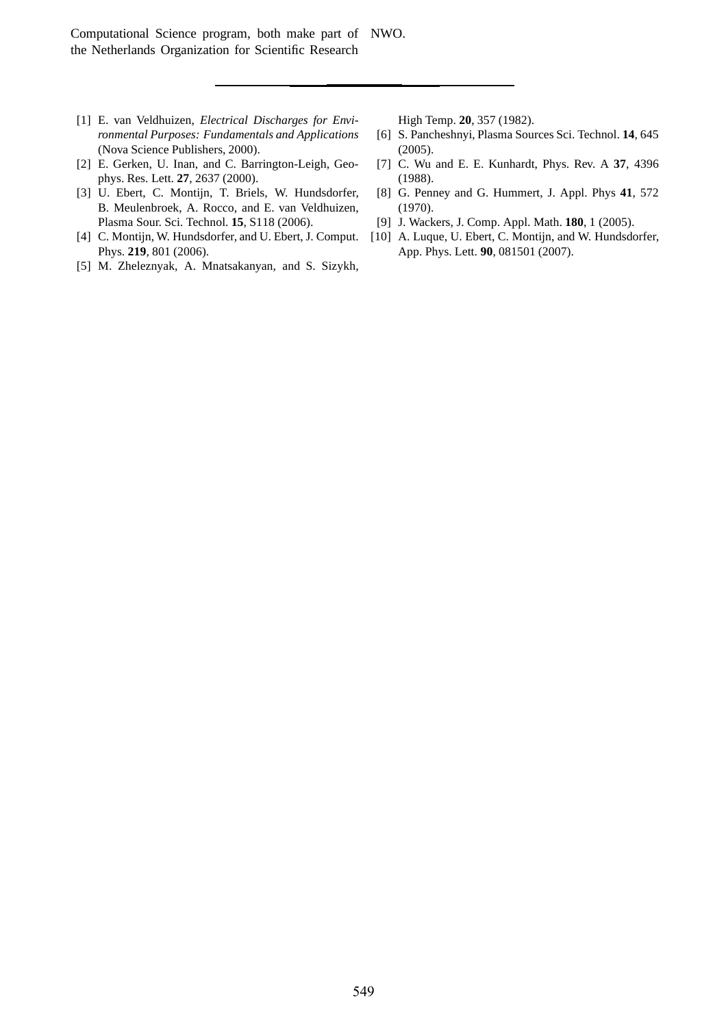Computational Science program, both make part of the Netherlands Organization for Scientific Research NWO.

---

[1] E. van Veldhuizen, *Electrical Discharges for Environmental Purposes: Fundamentals and Applications* (Nova Science Publishers, 2000).

[2] E. Gerken, U. Inan, and C. Barrington-Leigh, Geophys. Res. Lett. **27**, 2637 (2000).

[3] U. Ebert, C. Montijn, T. Briels, W. Hundsdorfer, B. Meulenbroek, A. Rocco, and E. van Veldhuizen, Plasma Sour. Sci. Technol. **15**, S118 (2006).

[4] C. Montijn, W. Hundsdorfer, and U. Ebert, J. Comput. Phys. **219**, 801 (2006).

[5] M. Zheleznyak, A. Mnatsakanyan, and S. Sizykh, High Temp. **20**, 357 (1982).

[6] S. Pancheshnyi, Plasma Sources Sci. Technol. **14**, 645 (2005).

[7] C. Wu and E. E. Kunhardt, Phys. Rev. A **37**, 4396 (1988).

[8] G. Penney and G. Hummert, J. Appl. Phys **41**, 572 (1970).

[9] J. Wackers, J. Comp. Appl. Math. **180**, 1 (2005).

[10] A. Luque, U. Ebert, C. Montijn, and W. Hundsdorfer, App. Phys. Lett. **90**, 081501 (2007).